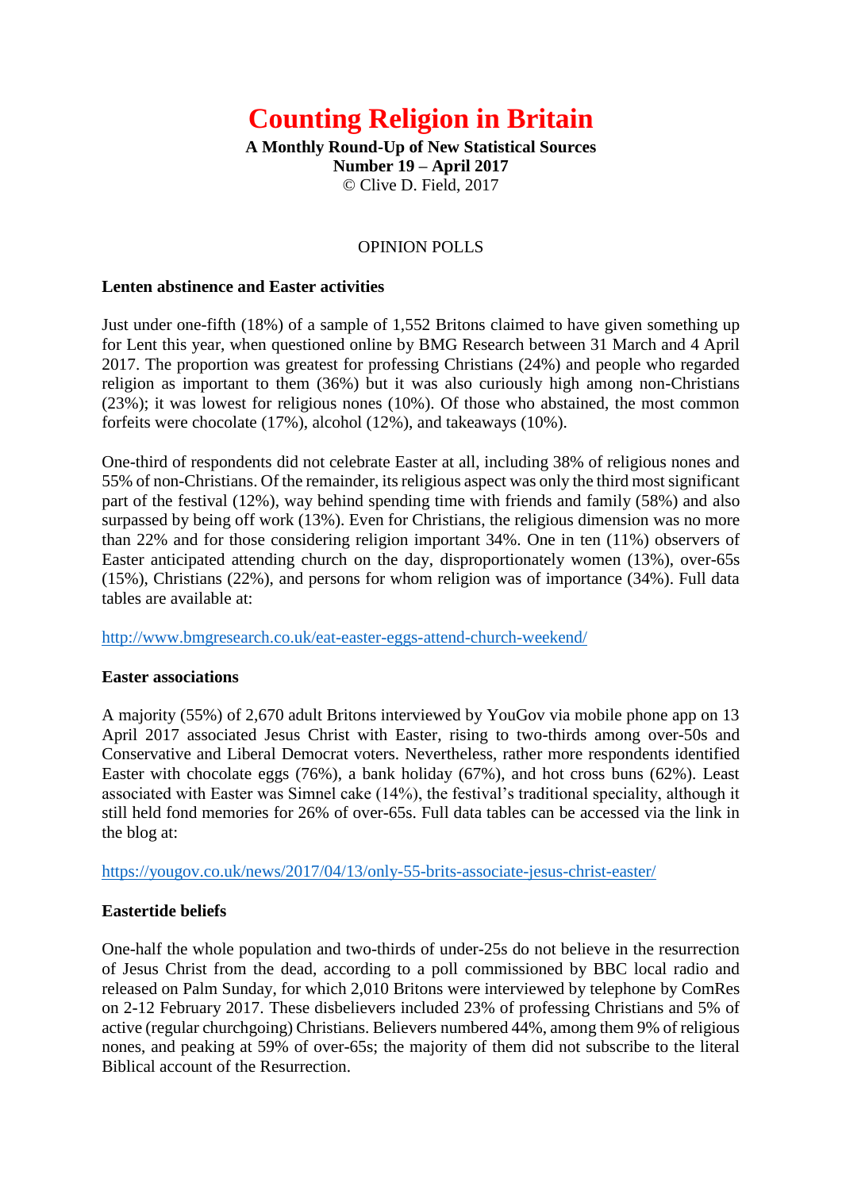# Counting Religion in Britain

**A Monthly Round-Up of New Statistical Sources**
**Number 19 – April 2017**
© Clive D. Field, 2017

## OPINION POLLS

### Lenten abstinence and Easter activities

Just under one-fifth (18%) of a sample of 1,552 Britons claimed to have given something up for Lent this year, when questioned online by BMG Research between 31 March and 4 April 2017. The proportion was greatest for professing Christians (24%) and people who regarded religion as important to them (36%) but it was also curiously high among non-Christians (23%); it was lowest for religious nones (10%). Of those who abstained, the most common forfeits were chocolate (17%), alcohol (12%), and takeaways (10%).

One-third of respondents did not celebrate Easter at all, including 38% of religious nones and 55% of non-Christians. Of the remainder, its religious aspect was only the third most significant part of the festival (12%), way behind spending time with friends and family (58%) and also surpassed by being off work (13%). Even for Christians, the religious dimension was no more than 22% and for those considering religion important 34%. One in ten (11%) observers of Easter anticipated attending church on the day, disproportionately women (13%), over-65s (15%), Christians (22%), and persons for whom religion was of importance (34%). Full data tables are available at:

http://www.bmgresearch.co.uk/eat-easter-eggs-attend-church-weekend/

### Easter associations

A majority (55%) of 2,670 adult Britons interviewed by YouGov via mobile phone app on 13 April 2017 associated Jesus Christ with Easter, rising to two-thirds among over-50s and Conservative and Liberal Democrat voters. Nevertheless, rather more respondents identified Easter with chocolate eggs (76%), a bank holiday (67%), and hot cross buns (62%). Least associated with Easter was Simnel cake (14%), the festival's traditional speciality, although it still held fond memories for 26% of over-65s. Full data tables can be accessed via the link in the blog at:

https://yougov.co.uk/news/2017/04/13/only-55-brits-associate-jesus-christ-easter/

### Eastertide beliefs

One-half the whole population and two-thirds of under-25s do not believe in the resurrection of Jesus Christ from the dead, according to a poll commissioned by BBC local radio and released on Palm Sunday, for which 2,010 Britons were interviewed by telephone by ComRes on 2-12 February 2017. These disbelievers included 23% of professing Christians and 5% of active (regular churchgoing) Christians. Believers numbered 44%, among them 9% of religious nones, and peaking at 59% of over-65s; the majority of them did not subscribe to the literal Biblical account of the Resurrection.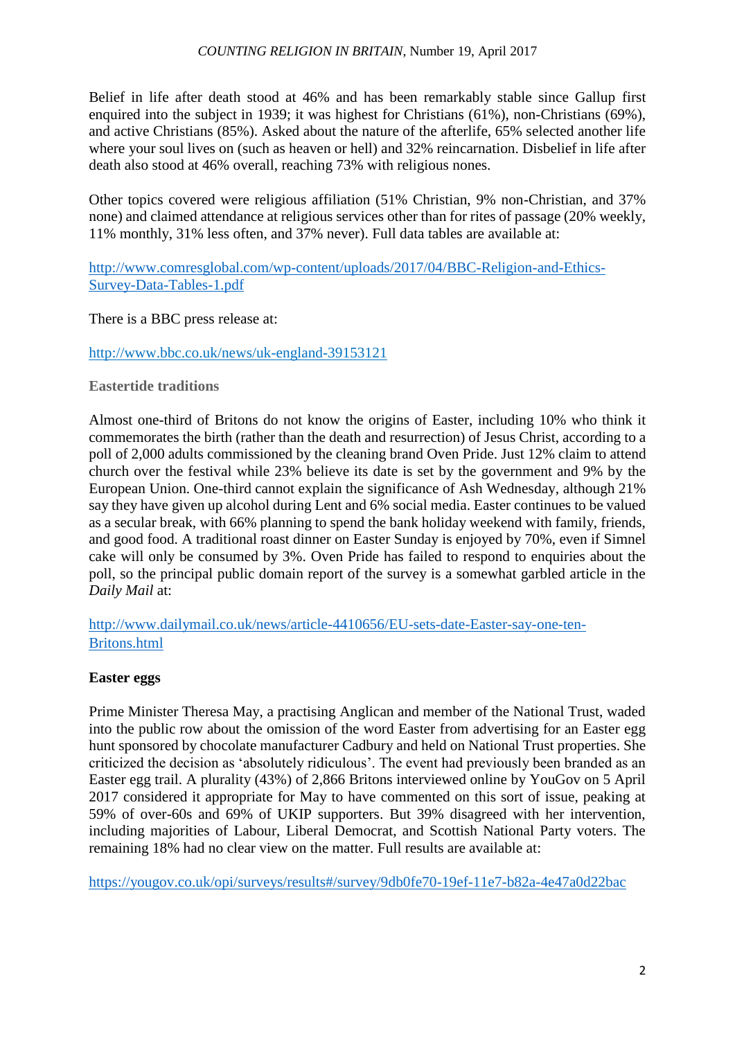Belief in life after death stood at 46% and has been remarkably stable since Gallup first enquired into the subject in 1939; it was highest for Christians (61%), non-Christians (69%), and active Christians (85%). Asked about the nature of the afterlife, 65% selected another life where your soul lives on (such as heaven or hell) and 32% reincarnation. Disbelief in life after death also stood at 46% overall, reaching 73% with religious nones.

Other topics covered were religious affiliation (51% Christian, 9% non-Christian, and 37% none) and claimed attendance at religious services other than for rites of passage (20% weekly, 11% monthly, 31% less often, and 37% never). Full data tables are available at:

http://www.comresglobal.com/wp-content/uploads/2017/04/BBC-Religion-and-Ethics-Survey-Data-Tables-1.pdf

There is a BBC press release at:

http://www.bbc.co.uk/news/uk-england-39153121

**Eastertide traditions**

Almost one-third of Britons do not know the origins of Easter, including 10% who think it commemorates the birth (rather than the death and resurrection) of Jesus Christ, according to a poll of 2,000 adults commissioned by the cleaning brand Oven Pride. Just 12% claim to attend church over the festival while 23% believe its date is set by the government and 9% by the European Union. One-third cannot explain the significance of Ash Wednesday, although 21% say they have given up alcohol during Lent and 6% social media. Easter continues to be valued as a secular break, with 66% planning to spend the bank holiday weekend with family, friends, and good food. A traditional roast dinner on Easter Sunday is enjoyed by 70%, even if Simnel cake will only be consumed by 3%. Oven Pride has failed to respond to enquiries about the poll, so the principal public domain report of the survey is a somewhat garbled article in the *Daily Mail* at:

http://www.dailymail.co.uk/news/article-4410656/EU-sets-date-Easter-say-one-ten-Britons.html

**Easter eggs**

Prime Minister Theresa May, a practising Anglican and member of the National Trust, waded into the public row about the omission of the word Easter from advertising for an Easter egg hunt sponsored by chocolate manufacturer Cadbury and held on National Trust properties. She criticized the decision as 'absolutely ridiculous'. The event had previously been branded as an Easter egg trail. A plurality (43%) of 2,866 Britons interviewed online by YouGov on 5 April 2017 considered it appropriate for May to have commented on this sort of issue, peaking at 59% of over-60s and 69% of UKIP supporters. But 39% disagreed with her intervention, including majorities of Labour, Liberal Democrat, and Scottish National Party voters. The remaining 18% had no clear view on the matter. Full results are available at:

https://yougov.co.uk/opi/surveys/results#/survey/9db0fe70-19ef-11e7-b82a-4e47a0d22bac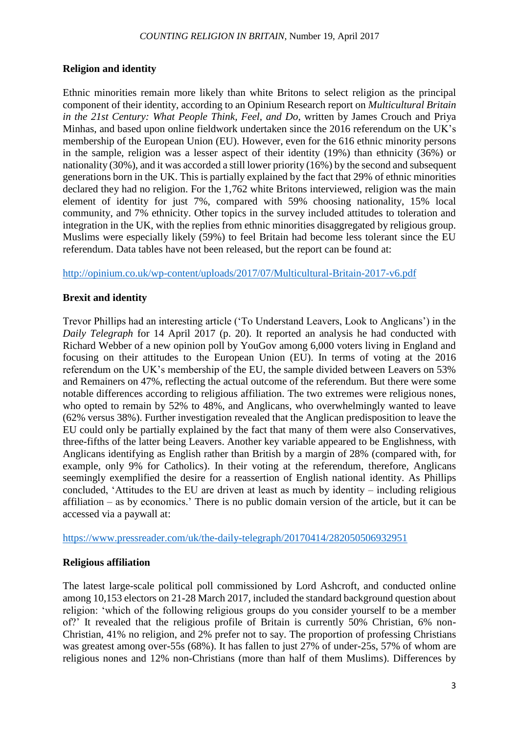### Religion and identity

Ethnic minorities remain more likely than white Britons to select religion as the principal component of their identity, according to an Opinium Research report on *Multicultural Britain in the 21st Century: What People Think, Feel, and Do*, written by James Crouch and Priya Minhas, and based upon online fieldwork undertaken since the 2016 referendum on the UK's membership of the European Union (EU). However, even for the 616 ethnic minority persons in the sample, religion was a lesser aspect of their identity (19%) than ethnicity (36%) or nationality (30%), and it was accorded a still lower priority (16%) by the second and subsequent generations born in the UK. This is partially explained by the fact that 29% of ethnic minorities declared they had no religion. For the 1,762 white Britons interviewed, religion was the main element of identity for just 7%, compared with 59% choosing nationality, 15% local community, and 7% ethnicity. Other topics in the survey included attitudes to toleration and integration in the UK, with the replies from ethnic minorities disaggregated by religious group. Muslims were especially likely (59%) to feel Britain had become less tolerant since the EU referendum. Data tables have not been released, but the report can be found at:

http://opinium.co.uk/wp-content/uploads/2017/07/Multicultural-Britain-2017-v6.pdf

### Brexit and identity

Trevor Phillips had an interesting article ('To Understand Leavers, Look to Anglicans') in the *Daily Telegraph* for 14 April 2017 (p. 20). It reported an analysis he had conducted with Richard Webber of a new opinion poll by YouGov among 6,000 voters living in England and focusing on their attitudes to the European Union (EU). In terms of voting at the 2016 referendum on the UK's membership of the EU, the sample divided between Leavers on 53% and Remainers on 47%, reflecting the actual outcome of the referendum. But there were some notable differences according to religious affiliation. The two extremes were religious nones, who opted to remain by 52% to 48%, and Anglicans, who overwhelmingly wanted to leave (62% versus 38%). Further investigation revealed that the Anglican predisposition to leave the EU could only be partially explained by the fact that many of them were also Conservatives, three-fifths of the latter being Leavers. Another key variable appeared to be Englishness, with Anglicans identifying as English rather than British by a margin of 28% (compared with, for example, only 9% for Catholics). In their voting at the referendum, therefore, Anglicans seemingly exemplified the desire for a reassertion of English national identity. As Phillips concluded, 'Attitudes to the EU are driven at least as much by identity – including religious affiliation – as by economics.' There is no public domain version of the article, but it can be accessed via a paywall at:

https://www.pressreader.com/uk/the-daily-telegraph/20170414/282050506932951

### Religious affiliation

The latest large-scale political poll commissioned by Lord Ashcroft, and conducted online among 10,153 electors on 21-28 March 2017, included the standard background question about religion: 'which of the following religious groups do you consider yourself to be a member of?' It revealed that the religious profile of Britain is currently 50% Christian, 6% non-Christian, 41% no religion, and 2% prefer not to say. The proportion of professing Christians was greatest among over-55s (68%). It has fallen to just 27% of under-25s, 57% of whom are religious nones and 12% non-Christians (more than half of them Muslims). Differences by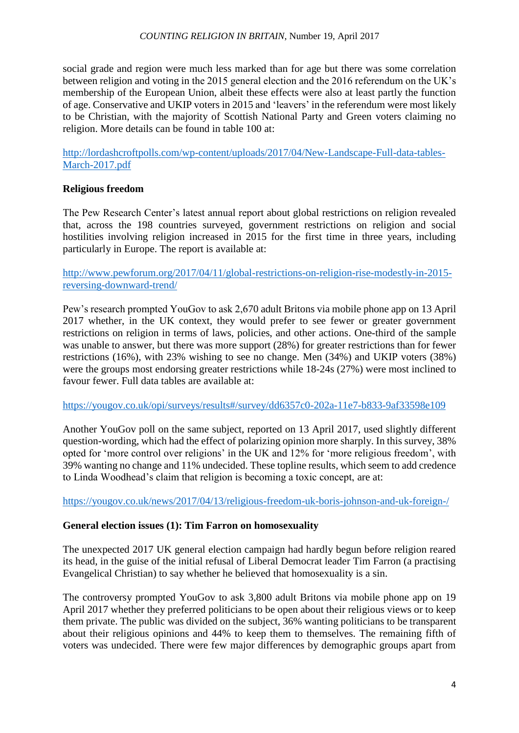social grade and region were much less marked than for age but there was some correlation between religion and voting in the 2015 general election and the 2016 referendum on the UK's membership of the European Union, albeit these effects were also at least partly the function of age. Conservative and UKIP voters in 2015 and 'leavers' in the referendum were most likely to be Christian, with the majority of Scottish National Party and Green voters claiming no religion. More details can be found in table 100 at:

http://lordashcroftpolls.com/wp-content/uploads/2017/04/New-Landscape-Full-data-tables-March-2017.pdf

**Religious freedom**

The Pew Research Center's latest annual report about global restrictions on religion revealed that, across the 198 countries surveyed, government restrictions on religion and social hostilities involving religion increased in 2015 for the first time in three years, including particularly in Europe. The report is available at:

http://www.pewforum.org/2017/04/11/global-restrictions-on-religion-rise-modestly-in-2015-reversing-downward-trend/

Pew's research prompted YouGov to ask 2,670 adult Britons via mobile phone app on 13 April 2017 whether, in the UK context, they would prefer to see fewer or greater government restrictions on religion in terms of laws, policies, and other actions. One-third of the sample was unable to answer, but there was more support (28%) for greater restrictions than for fewer restrictions (16%), with 23% wishing to see no change. Men (34%) and UKIP voters (38%) were the groups most endorsing greater restrictions while 18-24s (27%) were most inclined to favour fewer. Full data tables are available at:

https://yougov.co.uk/opi/surveys/results#/survey/dd6357c0-202a-11e7-b833-9af33598e109

Another YouGov poll on the same subject, reported on 13 April 2017, used slightly different question-wording, which had the effect of polarizing opinion more sharply. In this survey, 38% opted for 'more control over religions' in the UK and 12% for 'more religious freedom', with 39% wanting no change and 11% undecided. These topline results, which seem to add credence to Linda Woodhead's claim that religion is becoming a toxic concept, are at:

https://yougov.co.uk/news/2017/04/13/religious-freedom-uk-boris-johnson-and-uk-foreign-/

**General election issues (1): Tim Farron on homosexuality**

The unexpected 2017 UK general election campaign had hardly begun before religion reared its head, in the guise of the initial refusal of Liberal Democrat leader Tim Farron (a practising Evangelical Christian) to say whether he believed that homosexuality is a sin.

The controversy prompted YouGov to ask 3,800 adult Britons via mobile phone app on 19 April 2017 whether they preferred politicians to be open about their religious views or to keep them private. The public was divided on the subject, 36% wanting politicians to be transparent about their religious opinions and 44% to keep them to themselves. The remaining fifth of voters was undecided. There were few major differences by demographic groups apart from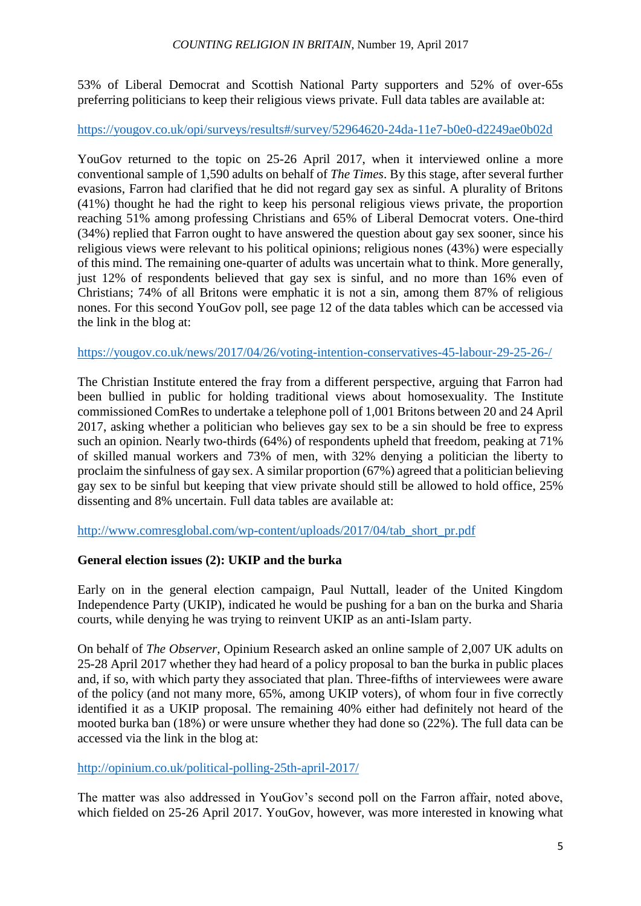53% of Liberal Democrat and Scottish National Party supporters and 52% of over-65s preferring politicians to keep their religious views private. Full data tables are available at:

https://yougov.co.uk/opi/surveys/results#/survey/52964620-24da-11e7-b0e0-d2249ae0b02d

YouGov returned to the topic on 25-26 April 2017, when it interviewed online a more conventional sample of 1,590 adults on behalf of *The Times*. By this stage, after several further evasions, Farron had clarified that he did not regard gay sex as sinful. A plurality of Britons (41%) thought he had the right to keep his personal religious views private, the proportion reaching 51% among professing Christians and 65% of Liberal Democrat voters. One-third (34%) replied that Farron ought to have answered the question about gay sex sooner, since his religious views were relevant to his political opinions; religious nones (43%) were especially of this mind. The remaining one-quarter of adults was uncertain what to think. More generally, just 12% of respondents believed that gay sex is sinful, and no more than 16% even of Christians; 74% of all Britons were emphatic it is not a sin, among them 87% of religious nones. For this second YouGov poll, see page 12 of the data tables which can be accessed via the link in the blog at:

https://yougov.co.uk/news/2017/04/26/voting-intention-conservatives-45-labour-29-25-26-/

The Christian Institute entered the fray from a different perspective, arguing that Farron had been bullied in public for holding traditional views about homosexuality. The Institute commissioned ComRes to undertake a telephone poll of 1,001 Britons between 20 and 24 April 2017, asking whether a politician who believes gay sex to be a sin should be free to express such an opinion. Nearly two-thirds (64%) of respondents upheld that freedom, peaking at 71% of skilled manual workers and 73% of men, with 32% denying a politician the liberty to proclaim the sinfulness of gay sex. A similar proportion (67%) agreed that a politician believing gay sex to be sinful but keeping that view private should still be allowed to hold office, 25% dissenting and 8% uncertain. Full data tables are available at:

http://www.comresglobal.com/wp-content/uploads/2017/04/tab_short_pr.pdf

**General election issues (2): UKIP and the burka**

Early on in the general election campaign, Paul Nuttall, leader of the United Kingdom Independence Party (UKIP), indicated he would be pushing for a ban on the burka and Sharia courts, while denying he was trying to reinvent UKIP as an anti-Islam party.

On behalf of *The Observer*, Opinium Research asked an online sample of 2,007 UK adults on 25-28 April 2017 whether they had heard of a policy proposal to ban the burka in public places and, if so, with which party they associated that plan. Three-fifths of interviewees were aware of the policy (and not many more, 65%, among UKIP voters), of whom four in five correctly identified it as a UKIP proposal. The remaining 40% either had definitely not heard of the mooted burka ban (18%) or were unsure whether they had done so (22%). The full data can be accessed via the link in the blog at:

http://opinium.co.uk/political-polling-25th-april-2017/

The matter was also addressed in YouGov's second poll on the Farron affair, noted above, which fielded on 25-26 April 2017. YouGov, however, was more interested in knowing what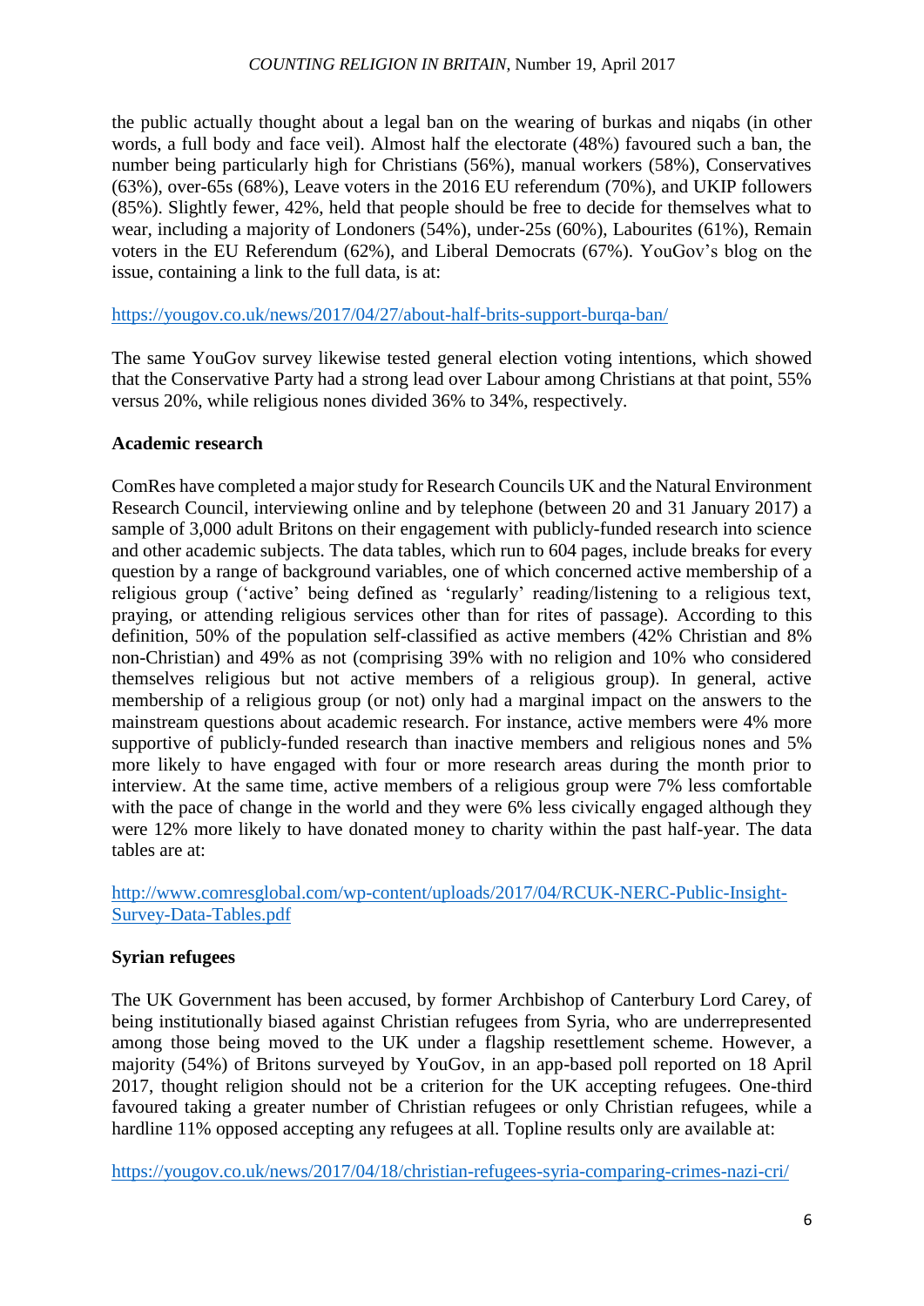the public actually thought about a legal ban on the wearing of burkas and niqabs (in other words, a full body and face veil). Almost half the electorate (48%) favoured such a ban, the number being particularly high for Christians (56%), manual workers (58%), Conservatives (63%), over-65s (68%), Leave voters in the 2016 EU referendum (70%), and UKIP followers (85%). Slightly fewer, 42%, held that people should be free to decide for themselves what to wear, including a majority of Londoners (54%), under-25s (60%), Labourites (61%), Remain voters in the EU Referendum (62%), and Liberal Democrats (67%). YouGov's blog on the issue, containing a link to the full data, is at:

https://yougov.co.uk/news/2017/04/27/about-half-brits-support-burqa-ban/

The same YouGov survey likewise tested general election voting intentions, which showed that the Conservative Party had a strong lead over Labour among Christians at that point, 55% versus 20%, while religious nones divided 36% to 34%, respectively.

**Academic research**

ComRes have completed a major study for Research Councils UK and the Natural Environment Research Council, interviewing online and by telephone (between 20 and 31 January 2017) a sample of 3,000 adult Britons on their engagement with publicly-funded research into science and other academic subjects. The data tables, which run to 604 pages, include breaks for every question by a range of background variables, one of which concerned active membership of a religious group ('active' being defined as 'regularly' reading/listening to a religious text, praying, or attending religious services other than for rites of passage). According to this definition, 50% of the population self-classified as active members (42% Christian and 8% non-Christian) and 49% as not (comprising 39% with no religion and 10% who considered themselves religious but not active members of a religious group). In general, active membership of a religious group (or not) only had a marginal impact on the answers to the mainstream questions about academic research. For instance, active members were 4% more supportive of publicly-funded research than inactive members and religious nones and 5% more likely to have engaged with four or more research areas during the month prior to interview. At the same time, active members of a religious group were 7% less comfortable with the pace of change in the world and they were 6% less civically engaged although they were 12% more likely to have donated money to charity within the past half-year. The data tables are at:

http://www.comresglobal.com/wp-content/uploads/2017/04/RCUK-NERC-Public-Insight-Survey-Data-Tables.pdf

**Syrian refugees**

The UK Government has been accused, by former Archbishop of Canterbury Lord Carey, of being institutionally biased against Christian refugees from Syria, who are underrepresented among those being moved to the UK under a flagship resettlement scheme. However, a majority (54%) of Britons surveyed by YouGov, in an app-based poll reported on 18 April 2017, thought religion should not be a criterion for the UK accepting refugees. One-third favoured taking a greater number of Christian refugees or only Christian refugees, while a hardline 11% opposed accepting any refugees at all. Topline results only are available at:

https://yougov.co.uk/news/2017/04/18/christian-refugees-syria-comparing-crimes-nazi-cri/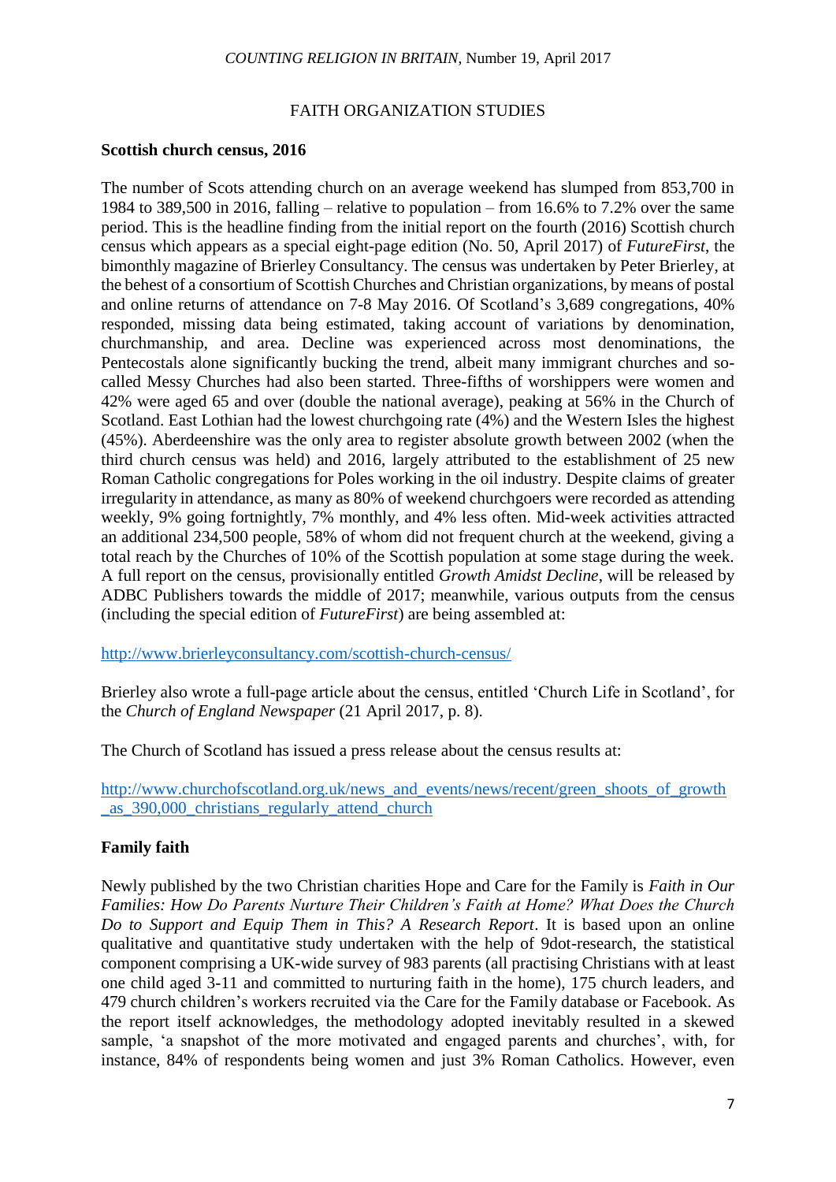## FAITH ORGANIZATION STUDIES

**Scottish church census, 2016**

The number of Scots attending church on an average weekend has slumped from 853,700 in 1984 to 389,500 in 2016, falling – relative to population – from 16.6% to 7.2% over the same period. This is the headline finding from the initial report on the fourth (2016) Scottish church census which appears as a special eight-page edition (No. 50, April 2017) of *FutureFirst*, the bimonthly magazine of Brierley Consultancy. The census was undertaken by Peter Brierley, at the behest of a consortium of Scottish Churches and Christian organizations, by means of postal and online returns of attendance on 7-8 May 2016. Of Scotland's 3,689 congregations, 40% responded, missing data being estimated, taking account of variations by denomination, churchmanship, and area. Decline was experienced across most denominations, the Pentecostals alone significantly bucking the trend, albeit many immigrant churches and so-called Messy Churches had also been started. Three-fifths of worshippers were women and 42% were aged 65 and over (double the national average), peaking at 56% in the Church of Scotland. East Lothian had the lowest churchgoing rate (4%) and the Western Isles the highest (45%). Aberdeenshire was the only area to register absolute growth between 2002 (when the third church census was held) and 2016, largely attributed to the establishment of 25 new Roman Catholic congregations for Poles working in the oil industry. Despite claims of greater irregularity in attendance, as many as 80% of weekend churchgoers were recorded as attending weekly, 9% going fortnightly, 7% monthly, and 4% less often. Mid-week activities attracted an additional 234,500 people, 58% of whom did not frequent church at the weekend, giving a total reach by the Churches of 10% of the Scottish population at some stage during the week. A full report on the census, provisionally entitled *Growth Amidst Decline*, will be released by ADBC Publishers towards the middle of 2017; meanwhile, various outputs from the census (including the special edition of *FutureFirst*) are being assembled at:

http://www.brierleyconsultancy.com/scottish-church-census/

Brierley also wrote a full-page article about the census, entitled 'Church Life in Scotland', for the *Church of England Newspaper* (21 April 2017, p. 8).

The Church of Scotland has issued a press release about the census results at:

http://www.churchofscotland.org.uk/news_and_events/news/recent/green_shoots_of_growth_as_390,000_christians_regularly_attend_church

**Family faith**

Newly published by the two Christian charities Hope and Care for the Family is *Faith in Our Families: How Do Parents Nurture Their Children's Faith at Home? What Does the Church Do to Support and Equip Them in This? A Research Report*. It is based upon an online qualitative and quantitative study undertaken with the help of 9dot-research, the statistical component comprising a UK-wide survey of 983 parents (all practising Christians with at least one child aged 3-11 and committed to nurturing faith in the home), 175 church leaders, and 479 church children's workers recruited via the Care for the Family database or Facebook. As the report itself acknowledges, the methodology adopted inevitably resulted in a skewed sample, 'a snapshot of the more motivated and engaged parents and churches', with, for instance, 84% of respondents being women and just 3% Roman Catholics. However, even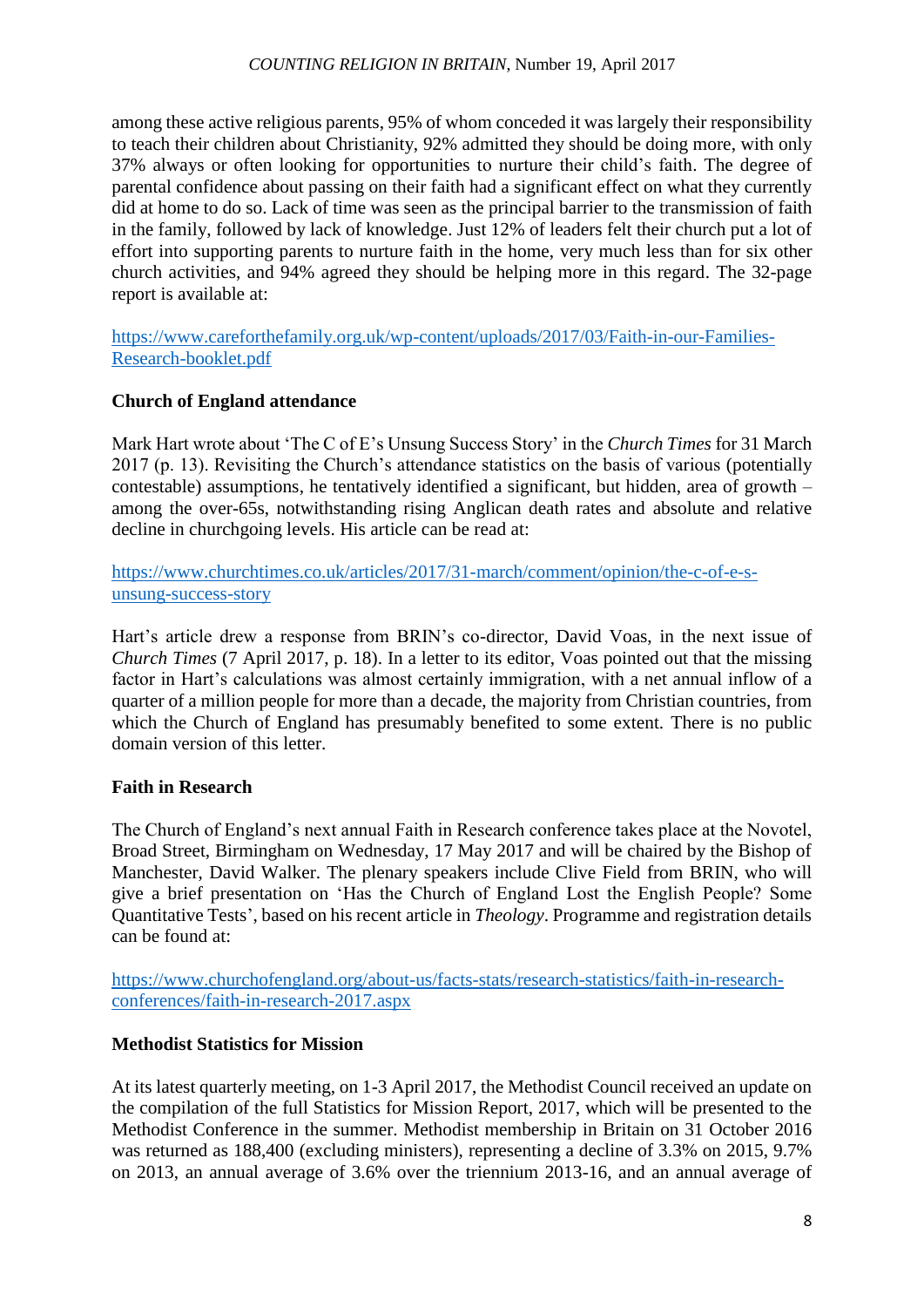among these active religious parents, 95% of whom conceded it was largely their responsibility to teach their children about Christianity, 92% admitted they should be doing more, with only 37% always or often looking for opportunities to nurture their child's faith. The degree of parental confidence about passing on their faith had a significant effect on what they currently did at home to do so. Lack of time was seen as the principal barrier to the transmission of faith in the family, followed by lack of knowledge. Just 12% of leaders felt their church put a lot of effort into supporting parents to nurture faith in the home, very much less than for six other church activities, and 94% agreed they should be helping more in this regard. The 32-page report is available at:

https://www.careforthefamily.org.uk/wp-content/uploads/2017/03/Faith-in-our-Families-Research-booklet.pdf

**Church of England attendance**

Mark Hart wrote about 'The C of E's Unsung Success Story' in the *Church Times* for 31 March 2017 (p. 13). Revisiting the Church's attendance statistics on the basis of various (potentially contestable) assumptions, he tentatively identified a significant, but hidden, area of growth – among the over-65s, notwithstanding rising Anglican death rates and absolute and relative decline in churchgoing levels. His article can be read at:

https://www.churchtimes.co.uk/articles/2017/31-march/comment/opinion/the-c-of-e-s-unsung-success-story

Hart's article drew a response from BRIN's co-director, David Voas, in the next issue of *Church Times* (7 April 2017, p. 18). In a letter to its editor, Voas pointed out that the missing factor in Hart's calculations was almost certainly immigration, with a net annual inflow of a quarter of a million people for more than a decade, the majority from Christian countries, from which the Church of England has presumably benefited to some extent. There is no public domain version of this letter.

**Faith in Research**

The Church of England's next annual Faith in Research conference takes place at the Novotel, Broad Street, Birmingham on Wednesday, 17 May 2017 and will be chaired by the Bishop of Manchester, David Walker. The plenary speakers include Clive Field from BRIN, who will give a brief presentation on 'Has the Church of England Lost the English People? Some Quantitative Tests', based on his recent article in *Theology*. Programme and registration details can be found at:

https://www.churchofengland.org/about-us/facts-stats/research-statistics/faith-in-research-conferences/faith-in-research-2017.aspx

**Methodist Statistics for Mission**

At its latest quarterly meeting, on 1-3 April 2017, the Methodist Council received an update on the compilation of the full Statistics for Mission Report, 2017, which will be presented to the Methodist Conference in the summer. Methodist membership in Britain on 31 October 2016 was returned as 188,400 (excluding ministers), representing a decline of 3.3% on 2015, 9.7% on 2013, an annual average of 3.6% over the triennium 2013-16, and an annual average of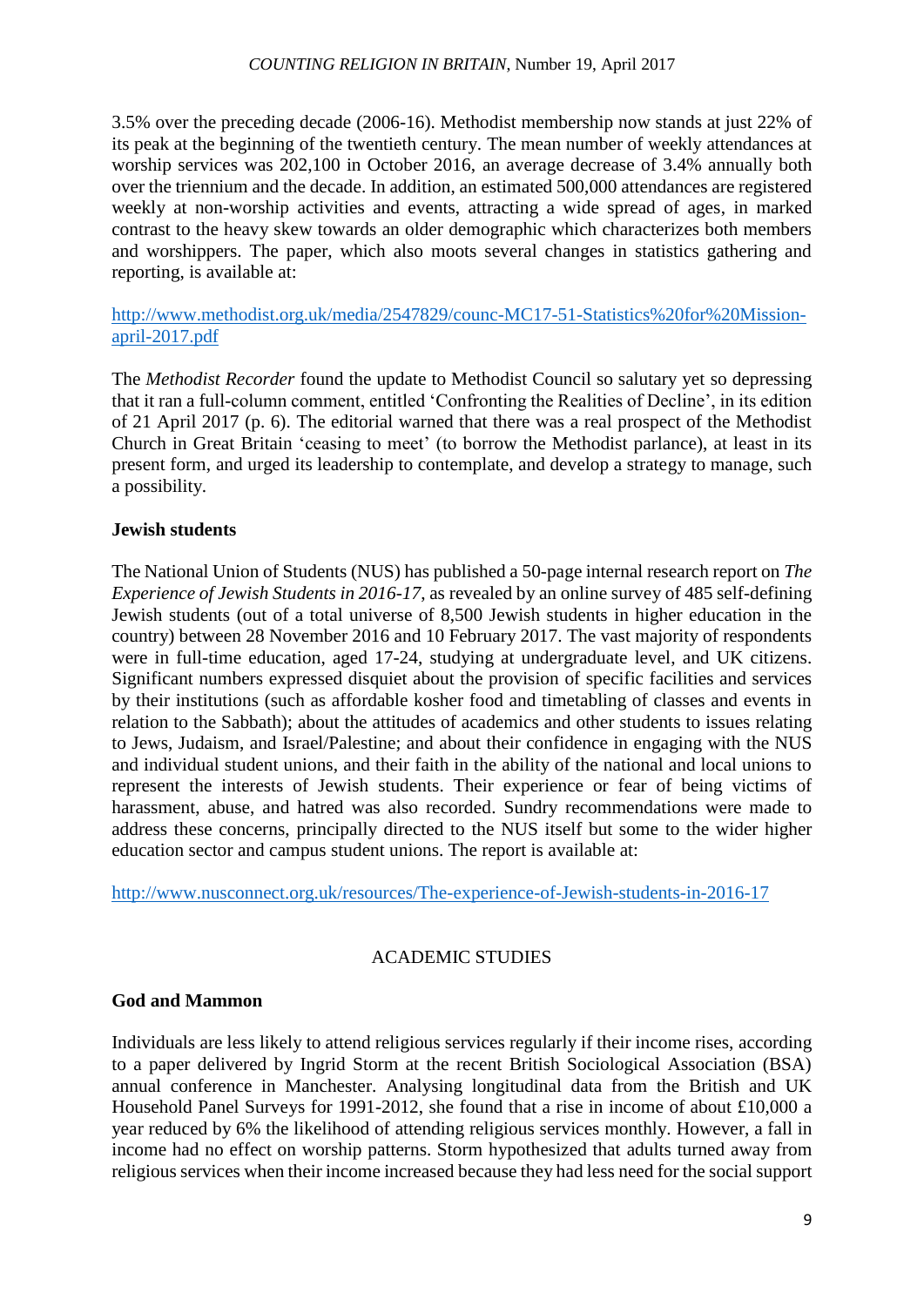3.5% over the preceding decade (2006-16). Methodist membership now stands at just 22% of its peak at the beginning of the twentieth century. The mean number of weekly attendances at worship services was 202,100 in October 2016, an average decrease of 3.4% annually both over the triennium and the decade. In addition, an estimated 500,000 attendances are registered weekly at non-worship activities and events, attracting a wide spread of ages, in marked contrast to the heavy skew towards an older demographic which characterizes both members and worshippers. The paper, which also moots several changes in statistics gathering and reporting, is available at:

http://www.methodist.org.uk/media/2547829/counc-MC17-51-Statistics%20for%20Mission-april-2017.pdf

The *Methodist Recorder* found the update to Methodist Council so salutary yet so depressing that it ran a full-column comment, entitled 'Confronting the Realities of Decline', in its edition of 21 April 2017 (p. 6). The editorial warned that there was a real prospect of the Methodist Church in Great Britain 'ceasing to meet' (to borrow the Methodist parlance), at least in its present form, and urged its leadership to contemplate, and develop a strategy to manage, such a possibility.

**Jewish students**

The National Union of Students (NUS) has published a 50-page internal research report on *The Experience of Jewish Students in 2016-17*, as revealed by an online survey of 485 self-defining Jewish students (out of a total universe of 8,500 Jewish students in higher education in the country) between 28 November 2016 and 10 February 2017. The vast majority of respondents were in full-time education, aged 17-24, studying at undergraduate level, and UK citizens. Significant numbers expressed disquiet about the provision of specific facilities and services by their institutions (such as affordable kosher food and timetabling of classes and events in relation to the Sabbath); about the attitudes of academics and other students to issues relating to Jews, Judaism, and Israel/Palestine; and about their confidence in engaging with the NUS and individual student unions, and their faith in the ability of the national and local unions to represent the interests of Jewish students. Their experience or fear of being victims of harassment, abuse, and hatred was also recorded. Sundry recommendations were made to address these concerns, principally directed to the NUS itself but some to the wider higher education sector and campus student unions. The report is available at:

http://www.nusconnect.org.uk/resources/The-experience-of-Jewish-students-in-2016-17

## ACADEMIC STUDIES

**God and Mammon**

Individuals are less likely to attend religious services regularly if their income rises, according to a paper delivered by Ingrid Storm at the recent British Sociological Association (BSA) annual conference in Manchester. Analysing longitudinal data from the British and UK Household Panel Surveys for 1991-2012, she found that a rise in income of about £10,000 a year reduced by 6% the likelihood of attending religious services monthly. However, a fall in income had no effect on worship patterns. Storm hypothesized that adults turned away from religious services when their income increased because they had less need for the social support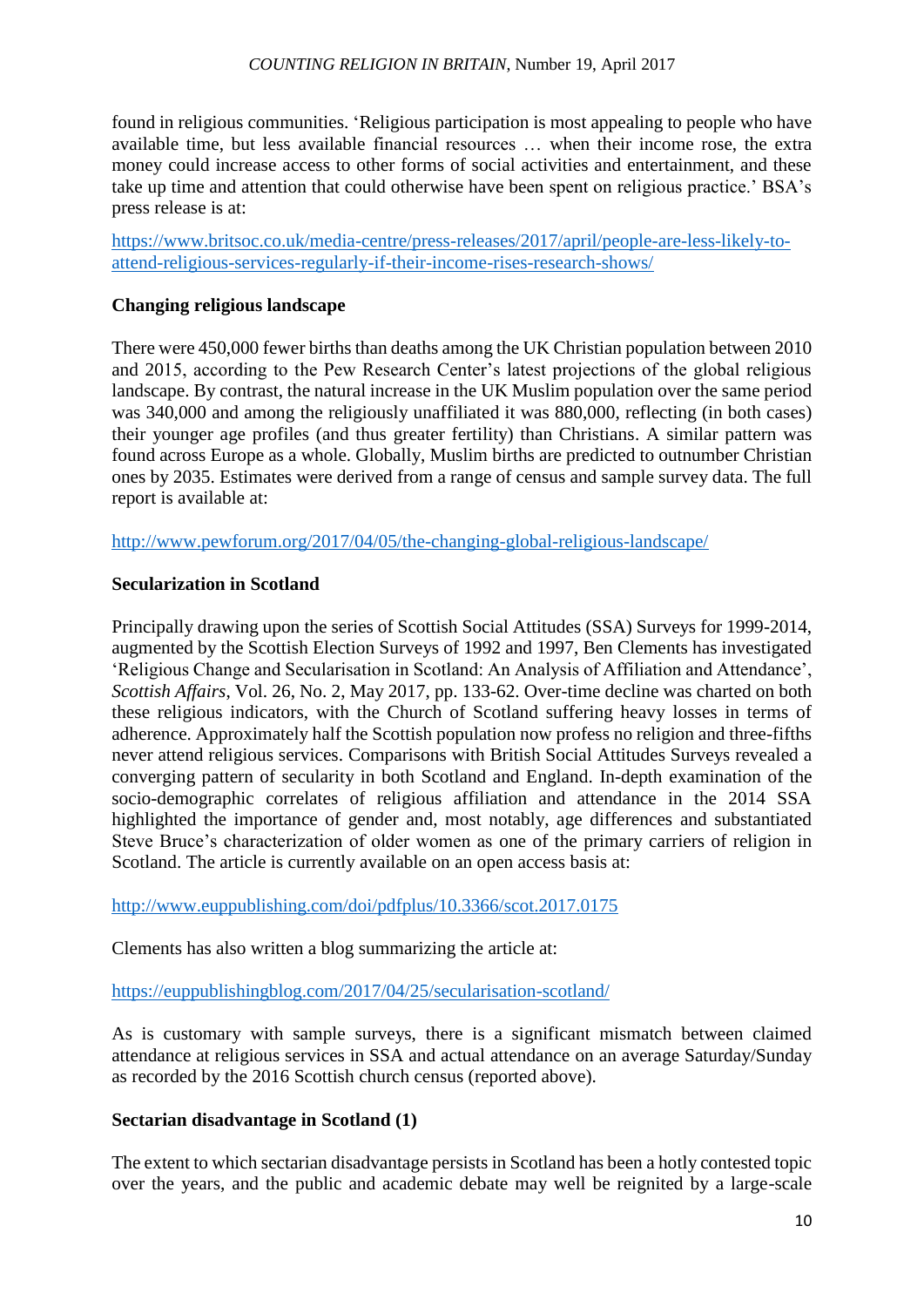found in religious communities. 'Religious participation is most appealing to people who have available time, but less available financial resources … when their income rose, the extra money could increase access to other forms of social activities and entertainment, and these take up time and attention that could otherwise have been spent on religious practice.' BSA's press release is at:

https://www.britsoc.co.uk/media-centre/press-releases/2017/april/people-are-less-likely-to-attend-religious-services-regularly-if-their-income-rises-research-shows/

**Changing religious landscape**

There were 450,000 fewer births than deaths among the UK Christian population between 2010 and 2015, according to the Pew Research Center's latest projections of the global religious landscape. By contrast, the natural increase in the UK Muslim population over the same period was 340,000 and among the religiously unaffiliated it was 880,000, reflecting (in both cases) their younger age profiles (and thus greater fertility) than Christians. A similar pattern was found across Europe as a whole. Globally, Muslim births are predicted to outnumber Christian ones by 2035. Estimates were derived from a range of census and sample survey data. The full report is available at:

http://www.pewforum.org/2017/04/05/the-changing-global-religious-landscape/

**Secularization in Scotland**

Principally drawing upon the series of Scottish Social Attitudes (SSA) Surveys for 1999-2014, augmented by the Scottish Election Surveys of 1992 and 1997, Ben Clements has investigated 'Religious Change and Secularisation in Scotland: An Analysis of Affiliation and Attendance', *Scottish Affairs*, Vol. 26, No. 2, May 2017, pp. 133-62. Over-time decline was charted on both these religious indicators, with the Church of Scotland suffering heavy losses in terms of adherence. Approximately half the Scottish population now profess no religion and three-fifths never attend religious services. Comparisons with British Social Attitudes Surveys revealed a converging pattern of secularity in both Scotland and England. In-depth examination of the socio-demographic correlates of religious affiliation and attendance in the 2014 SSA highlighted the importance of gender and, most notably, age differences and substantiated Steve Bruce's characterization of older women as one of the primary carriers of religion in Scotland. The article is currently available on an open access basis at:

http://www.euppublishing.com/doi/pdfplus/10.3366/scot.2017.0175

Clements has also written a blog summarizing the article at:

https://euppublishingblog.com/2017/04/25/secularisation-scotland/

As is customary with sample surveys, there is a significant mismatch between claimed attendance at religious services in SSA and actual attendance on an average Saturday/Sunday as recorded by the 2016 Scottish church census (reported above).

**Sectarian disadvantage in Scotland (1)**

The extent to which sectarian disadvantage persists in Scotland has been a hotly contested topic over the years, and the public and academic debate may well be reignited by a large-scale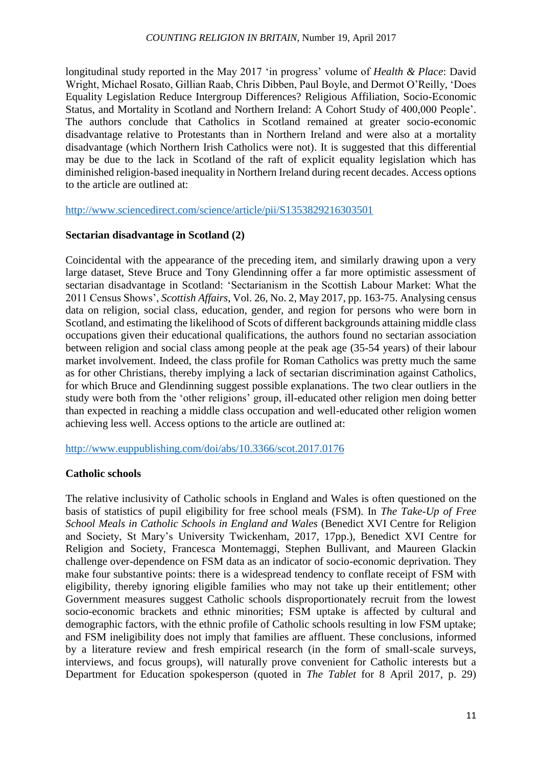longitudinal study reported in the May 2017 'in progress' volume of *Health & Place*: David Wright, Michael Rosato, Gillian Raab, Chris Dibben, Paul Boyle, and Dermot O'Reilly, 'Does Equality Legislation Reduce Intergroup Differences? Religious Affiliation, Socio-Economic Status, and Mortality in Scotland and Northern Ireland: A Cohort Study of 400,000 People'. The authors conclude that Catholics in Scotland remained at greater socio-economic disadvantage relative to Protestants than in Northern Ireland and were also at a mortality disadvantage (which Northern Irish Catholics were not). It is suggested that this differential may be due to the lack in Scotland of the raft of explicit equality legislation which has diminished religion-based inequality in Northern Ireland during recent decades. Access options to the article are outlined at:

http://www.sciencedirect.com/science/article/pii/S1353829216303501

**Sectarian disadvantage in Scotland (2)**

Coincidental with the appearance of the preceding item, and similarly drawing upon a very large dataset, Steve Bruce and Tony Glendinning offer a far more optimistic assessment of sectarian disadvantage in Scotland: 'Sectarianism in the Scottish Labour Market: What the 2011 Census Shows', *Scottish Affairs*, Vol. 26, No. 2, May 2017, pp. 163-75. Analysing census data on religion, social class, education, gender, and region for persons who were born in Scotland, and estimating the likelihood of Scots of different backgrounds attaining middle class occupations given their educational qualifications, the authors found no sectarian association between religion and social class among people at the peak age (35-54 years) of their labour market involvement. Indeed, the class profile for Roman Catholics was pretty much the same as for other Christians, thereby implying a lack of sectarian discrimination against Catholics, for which Bruce and Glendinning suggest possible explanations. The two clear outliers in the study were both from the 'other religions' group, ill-educated other religion men doing better than expected in reaching a middle class occupation and well-educated other religion women achieving less well. Access options to the article are outlined at:

http://www.euppublishing.com/doi/abs/10.3366/scot.2017.0176

**Catholic schools**

The relative inclusivity of Catholic schools in England and Wales is often questioned on the basis of statistics of pupil eligibility for free school meals (FSM). In *The Take-Up of Free School Meals in Catholic Schools in England and Wales* (Benedict XVI Centre for Religion and Society, St Mary's University Twickenham, 2017, 17pp.), Benedict XVI Centre for Religion and Society, Francesca Montemaggi, Stephen Bullivant, and Maureen Glackin challenge over-dependence on FSM data as an indicator of socio-economic deprivation. They make four substantive points: there is a widespread tendency to conflate receipt of FSM with eligibility, thereby ignoring eligible families who may not take up their entitlement; other Government measures suggest Catholic schools disproportionately recruit from the lowest socio-economic brackets and ethnic minorities; FSM uptake is affected by cultural and demographic factors, with the ethnic profile of Catholic schools resulting in low FSM uptake; and FSM ineligibility does not imply that families are affluent. These conclusions, informed by a literature review and fresh empirical research (in the form of small-scale surveys, interviews, and focus groups), will naturally prove convenient for Catholic interests but a Department for Education spokesperson (quoted in *The Tablet* for 8 April 2017, p. 29)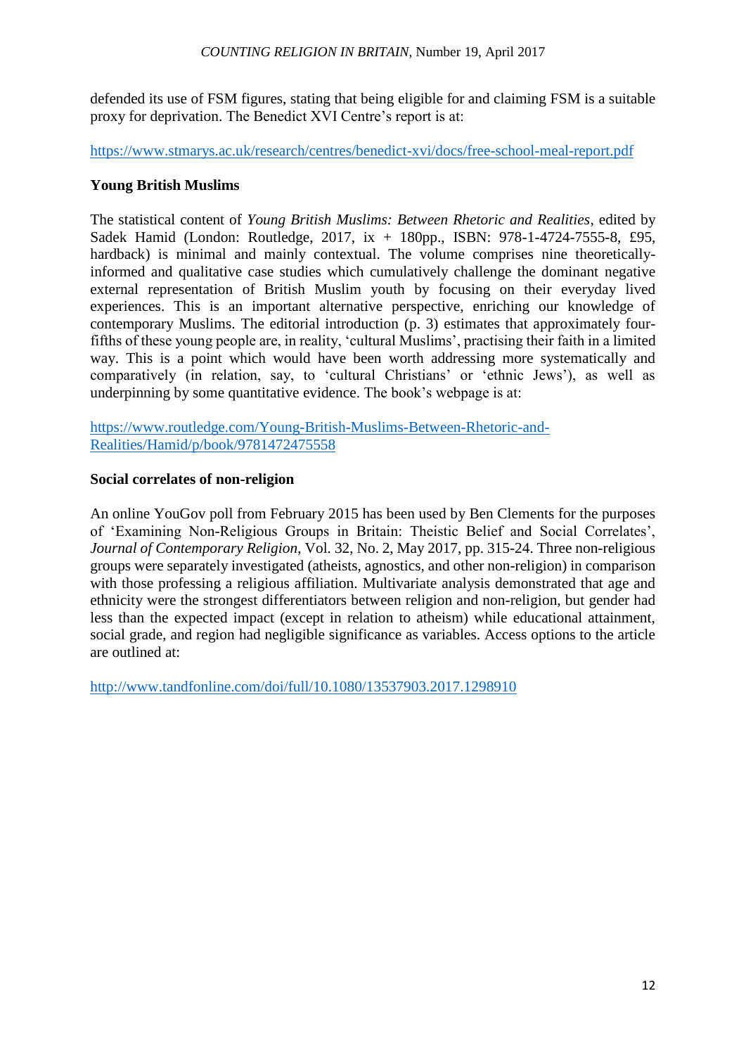defended its use of FSM figures, stating that being eligible for and claiming FSM is a suitable proxy for deprivation. The Benedict XVI Centre's report is at:

https://www.stmarys.ac.uk/research/centres/benedict-xvi/docs/free-school-meal-report.pdf

**Young British Muslims**

The statistical content of *Young British Muslims: Between Rhetoric and Realities*, edited by Sadek Hamid (London: Routledge, 2017, ix + 180pp., ISBN: 978-1-4724-7555-8, £95, hardback) is minimal and mainly contextual. The volume comprises nine theoretically-informed and qualitative case studies which cumulatively challenge the dominant negative external representation of British Muslim youth by focusing on their everyday lived experiences. This is an important alternative perspective, enriching our knowledge of contemporary Muslims. The editorial introduction (p. 3) estimates that approximately four-fifths of these young people are, in reality, 'cultural Muslims', practising their faith in a limited way. This is a point which would have been worth addressing more systematically and comparatively (in relation, say, to 'cultural Christians' or 'ethnic Jews'), as well as underpinning by some quantitative evidence. The book's webpage is at:

https://www.routledge.com/Young-British-Muslims-Between-Rhetoric-and-Realities/Hamid/p/book/9781472475558

**Social correlates of non-religion**

An online YouGov poll from February 2015 has been used by Ben Clements for the purposes of 'Examining Non-Religious Groups in Britain: Theistic Belief and Social Correlates', *Journal of Contemporary Religion*, Vol. 32, No. 2, May 2017, pp. 315-24. Three non-religious groups were separately investigated (atheists, agnostics, and other non-religion) in comparison with those professing a religious affiliation. Multivariate analysis demonstrated that age and ethnicity were the strongest differentiators between religion and non-religion, but gender had less than the expected impact (except in relation to atheism) while educational attainment, social grade, and region had negligible significance as variables. Access options to the article are outlined at:

http://www.tandfonline.com/doi/full/10.1080/13537903.2017.1298910